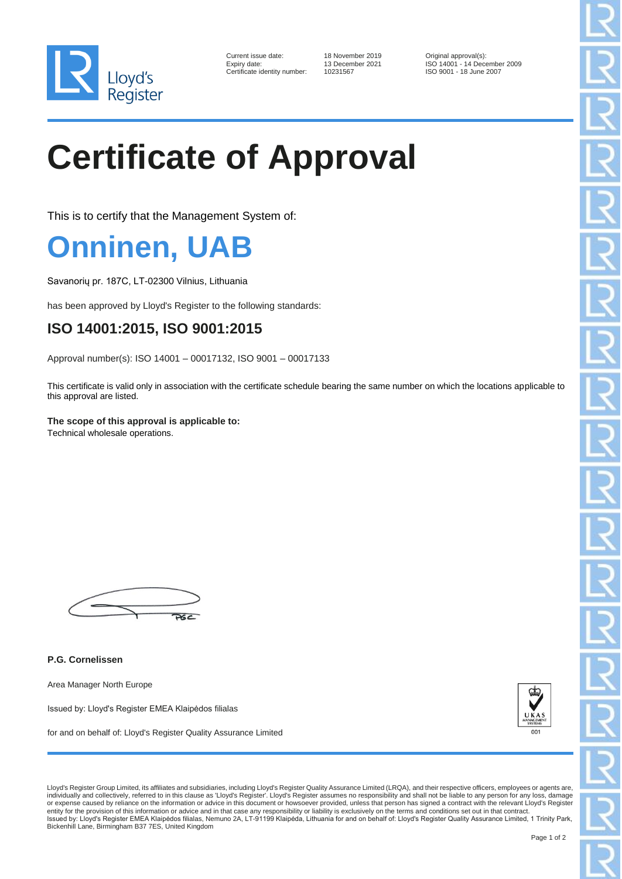Current issue date: 18 November 2019
Expiry date: 13 December 2021
Certificate identity number: 10231567

Original approval(s):
ISO 14001 - 14 December 2009
ISO 9001 - 18 June 2007

# Certificate of Approval

This is to certify that the Management System of:

# Onninen, UAB

Savanorių pr. 187C, LT-02300 Vilnius, Lithuania

has been approved by Lloyd's Register to the following standards:

## ISO 14001:2015, ISO 9001:2015

Approval number(s): ISO 14001 – 00017132, ISO 9001 – 00017133

This certificate is valid only in association with the certificate schedule bearing the same number on which the locations applicable to this approval are listed.

**The scope of this approval is applicable to:**
Technical wholesale operations.

**P.G. Cornelissen**

Area Manager North Europe

Issued by: Lloyd's Register EMEA Klaipėdos filialas

for and on behalf of: Lloyd's Register Quality Assurance Limited

Lloyd's Register Group Limited, its affiliates and subsidiaries, including Lloyd's Register Quality Assurance Limited (LRQA), and their respective officers, employees or agents are, individually and collectively, referred to in this clause as 'Lloyd's Register'. Lloyd's Register assumes no responsibility and shall not be liable to any person for any loss, damage or expense caused by reliance on the information or advice in this document or howsoever provided, unless that person has signed a contract with the relevant Lloyd's Register entity for the provision of this information or advice and in that case any responsibility or liability is exclusively on the terms and conditions set out in that contract.
Issued by: Lloyd's Register EMEA Klaipėdos filialas, Nemuno 2A, LT-91199 Klaipėda, Lithuania for and on behalf of: Lloyd's Register Quality Assurance Limited, 1 Trinity Park, Bickenhill Lane, Birmingham B37 7ES, United Kingdom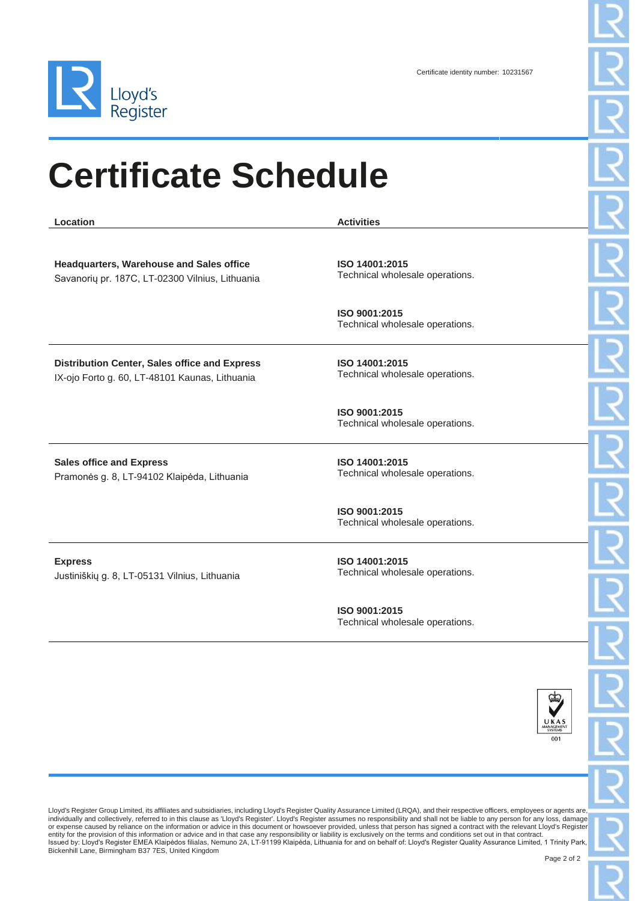Certificate identity number: 10231567

# Certificate Schedule

| Location | Activities |
| --- | --- |
| **Headquarters, Warehouse and Sales office**<br>Savanorių pr. 187C, LT-02300 Vilnius, Lithuania | **ISO 14001:2015**<br>Technical wholesale operations.<br><br>**ISO 9001:2015**<br>Technical wholesale operations. |
| **Distribution Center, Sales office and Express**<br>IX-ojo Forto g. 60, LT-48101 Kaunas, Lithuania | **ISO 14001:2015**<br>Technical wholesale operations.<br><br>**ISO 9001:2015**<br>Technical wholesale operations. |
| **Sales office and Express**<br>Pramonės g. 8, LT-94102 Klaipėda, Lithuania | **ISO 14001:2015**<br>Technical wholesale operations.<br><br>**ISO 9001:2015**<br>Technical wholesale operations. |
| **Express**<br>Justiniškių g. 8, LT-05131 Vilnius, Lithuania | **ISO 14001:2015**<br>Technical wholesale operations.<br><br>**ISO 9001:2015**<br>Technical wholesale operations. |

UKAS MANAGEMENT SYSTEMS 001

Lloyd's Register Group Limited, its affiliates and subsidiaries, including Lloyd's Register Quality Assurance Limited (LRQA), and their respective officers, employees or agents are, individually and collectively, referred to in this clause as 'Lloyd's Register'. Lloyd's Register assumes no responsibility and shall not be liable to any person for any loss, damage or expense caused by reliance on the information or advice in this document or howsoever provided, unless that person has signed a contract with the relevant Lloyd's Register entity for the provision of this information or advice and in that case any responsibility or liability is exclusively on the terms and conditions set out in that contract.
Issued by: Lloyd's Register EMEA Klaipėdos filialas, Nemuno 2A, LT-91199 Klaipėda, Lithuania for and on behalf of: Lloyd's Register Quality Assurance Limited, 1 Trinity Park, Bickenhill Lane, Birmingham B37 7ES, United Kingdom